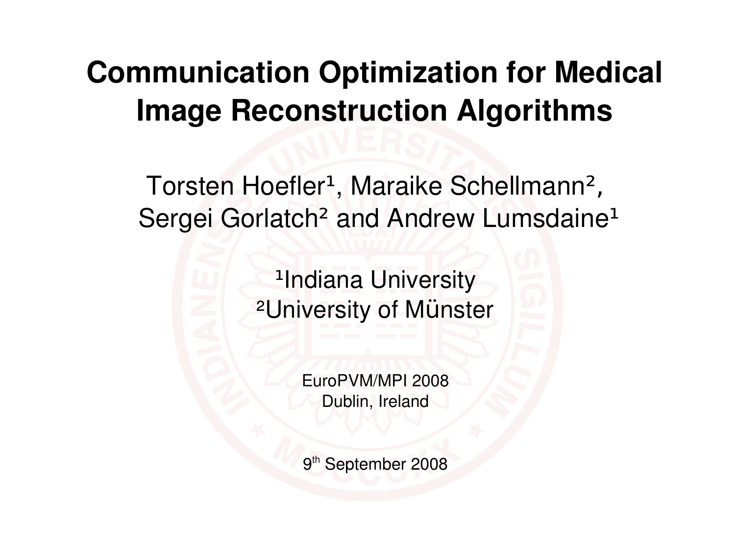# Communication Optimization for Medical Image Reconstruction Algorithms

Torsten Hoefler[1], Maraike Schellmann[2], Sergei Gorlatch[2] and Andrew Lumsdaine[1]

[1]Indiana University
[2]University of Münster

EuroPVM/MPI 2008
Dublin, Ireland

9th September 2008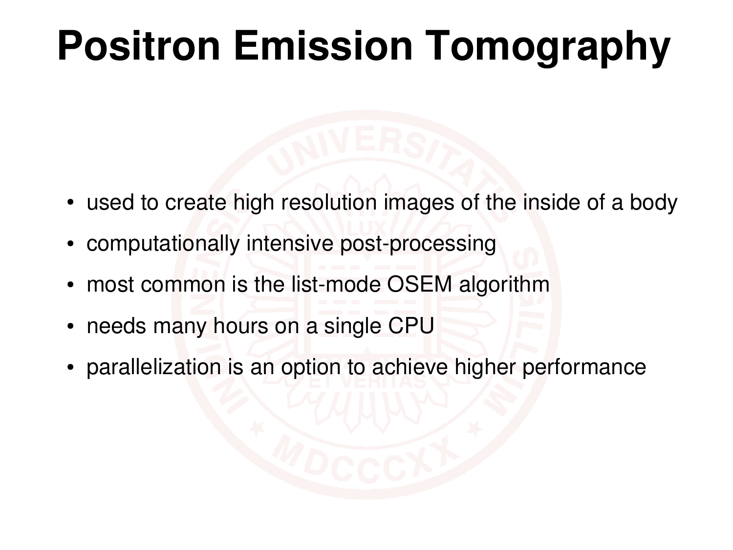# Positron Emission Tomography

- used to create high resolution images of the inside of a body
- computationally intensive post-processing
- most common is the list-mode OSEM algorithm
- needs many hours on a single CPU
- parallelization is an option to achieve higher performance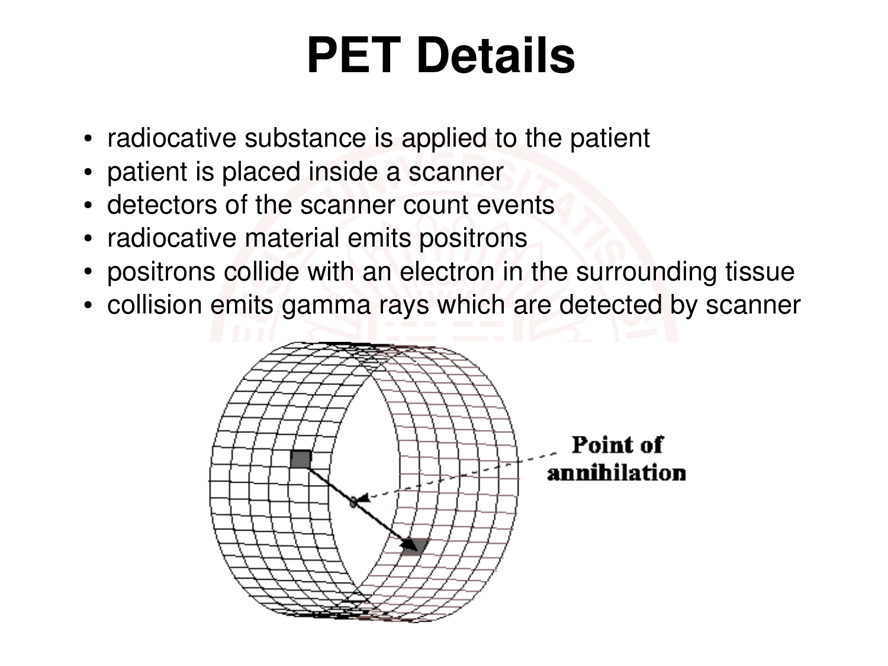# PET Details

- radiocative substance is applied to the patient
- patient is placed inside a scanner
- detectors of the scanner count events
- radiocative material emits positrons
- positrons collide with an electron in the surrounding tissue
- collision emits gamma rays which are detected by scanner

Point of annihilation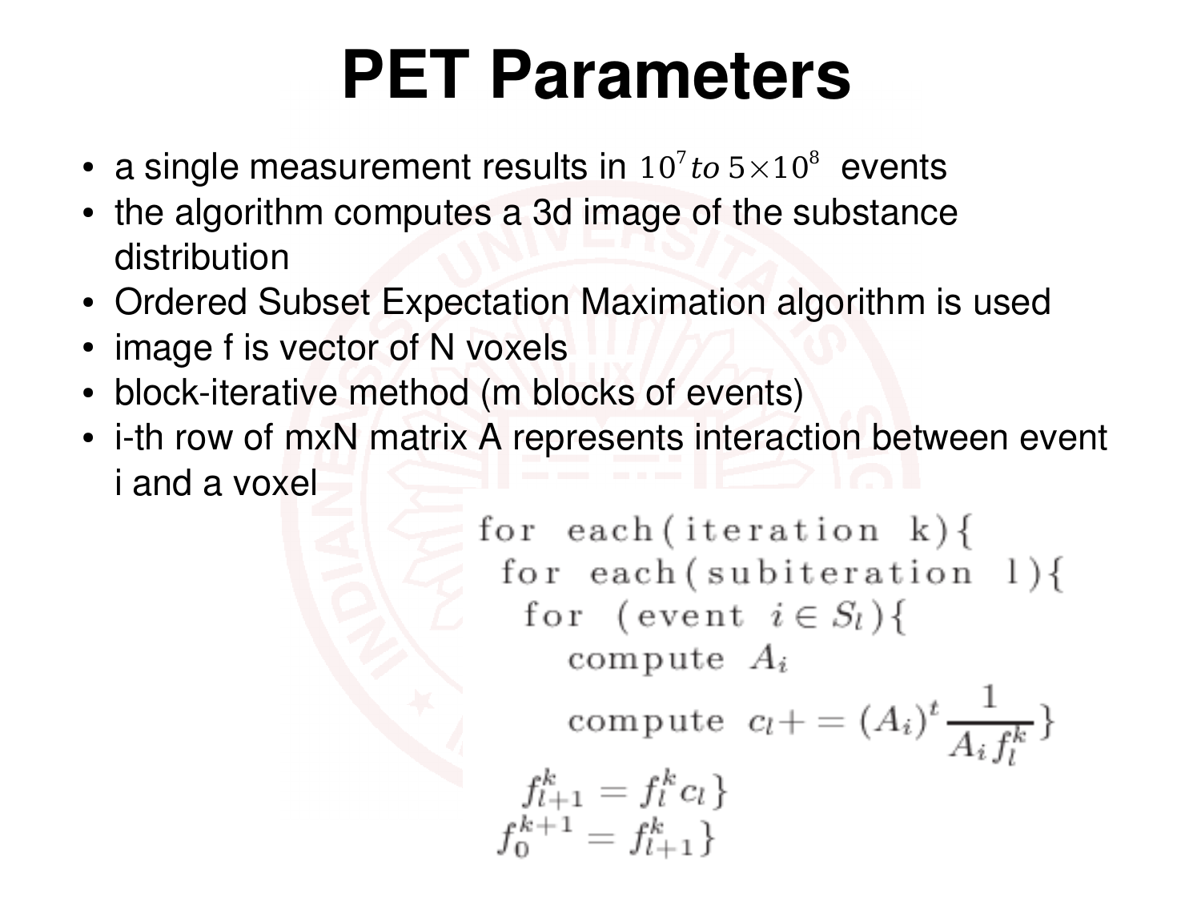# PET Parameters

- a single measurement results in $10^7$ *to* $5\times10^8$ events
- the algorithm computes a 3d image of the substance distribution
- Ordered Subset Expectation Maximation algorithm is used
- image f is vector of N voxels
- block-iterative method (m blocks of events)
- i-th row of mxN matrix A represents interaction between event i and a voxel

```
for each(iteration k){
 for each(subiteration l){
  for (event i ∈ S_l){
    compute A_i
    compute c_l += (A_i)^t 1/(A_i f_l^k)}
  f_{l+1}^k = f_l^k c_l}
 f_0^{k+1} = f_{l+1}^k}
```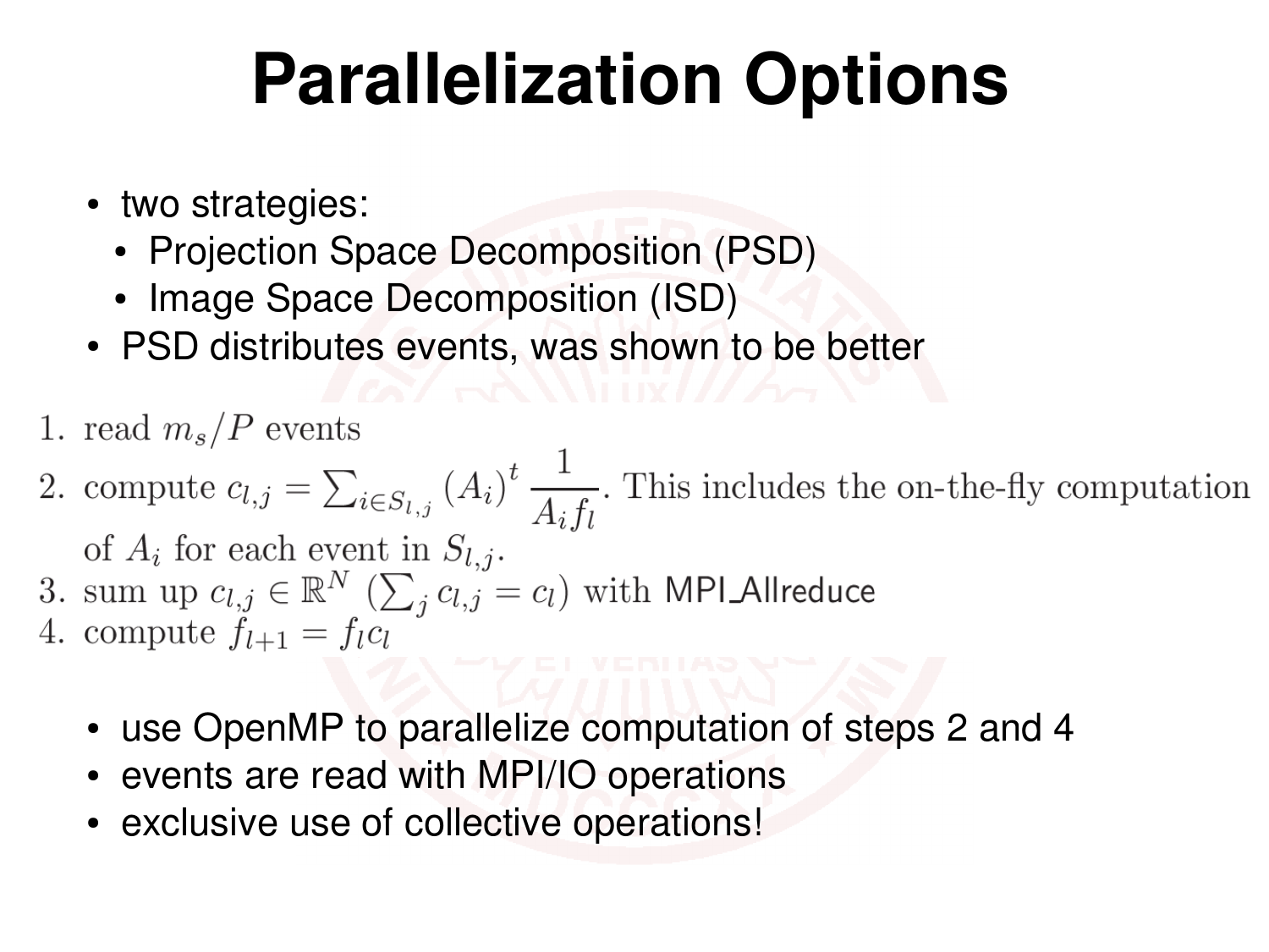# Parallelization Options

- two strategies:
  - Projection Space Decomposition (PSD)
  - Image Space Decomposition (ISD)
- PSD distributes events, was shown to be better

1. read $m_s/P$ events
2. compute $c_{l,j} = \sum_{i \in S_{l,j}} (A_i)^t \frac{1}{A_i f_l}$. This includes the on-the-fly computation of $A_i$ for each event in $S_{l,j}$.
3. sum up $c_{l,j} \in \mathbb{R}^N$ ($\sum_j c_{l,j} = c_l$) with MPI_Allreduce
4. compute $f_{l+1} = f_l c_l$

- use OpenMP to parallelize computation of steps 2 and 4
- events are read with MPI/IO operations
- exclusive use of collective operations!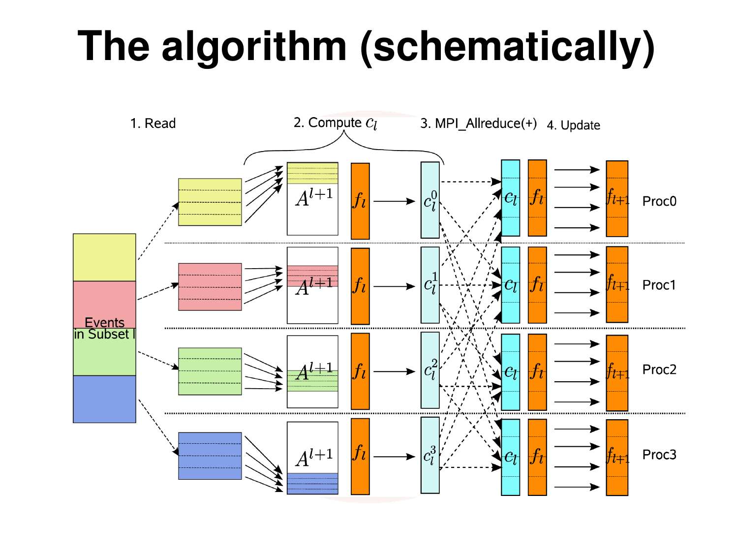# The algorithm (schematically)

1. Read
2. Compute $c_l$
3. MPI_Allreduce(+)
4. Update

Events in Subset l

$A^{l+1}$ $f_l$ $c_l^0$ $c_l$ $f_l$ $f_{l+1}$ Proc0

$A^{l+1}$ $f_l$ $c_l^1$ $c_l$ $f_l$ $f_{l+1}$ Proc1

$A^{l+1}$ $f_l$ $c_l^2$ $c_l$ $f_l$ $f_{l+1}$ Proc2

$A^{l+1}$ $f_l$ $c_l^3$ $c_l$ $f_l$ $f_{l+1}$ Proc3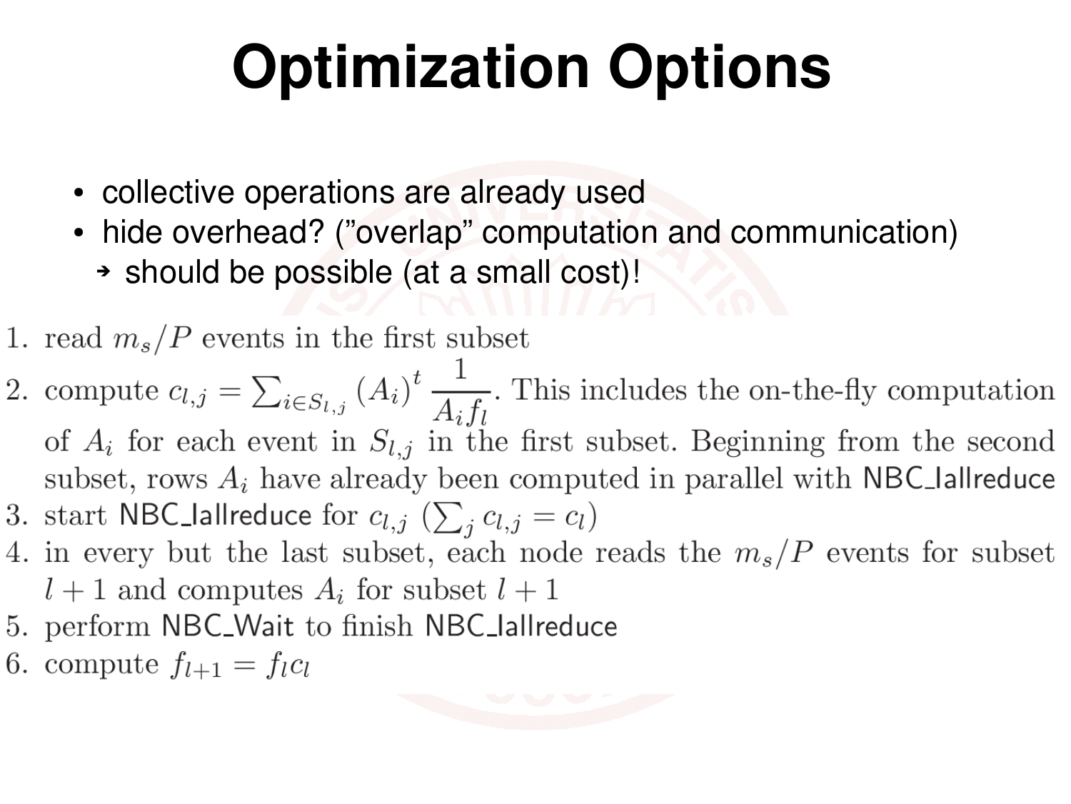# Optimization Options

- collective operations are already used
- hide overhead? ("overlap" computation and communication)
  - → should be possible (at a small cost)!

1. read $m_s/P$ events in the first subset
2. compute $c_{l,j} = \sum_{i \in S_{l,j}} (A_i)^t \frac{1}{A_i f_l}$. This includes the on-the-fly computation of $A_i$ for each event in $S_{l,j}$ in the first subset. Beginning from the second subset, rows $A_i$ have already been computed in parallel with NBC_Iallreduce
3. start NBC_Iallreduce for $c_{l,j}$ ($\sum_j c_{l,j} = c_l$)
4. in every but the last subset, each node reads the $m_s/P$ events for subset $l+1$ and computes $A_i$ for subset $l+1$
5. perform NBC_Wait to finish NBC_Iallreduce
6. compute $f_{l+1} = f_l c_l$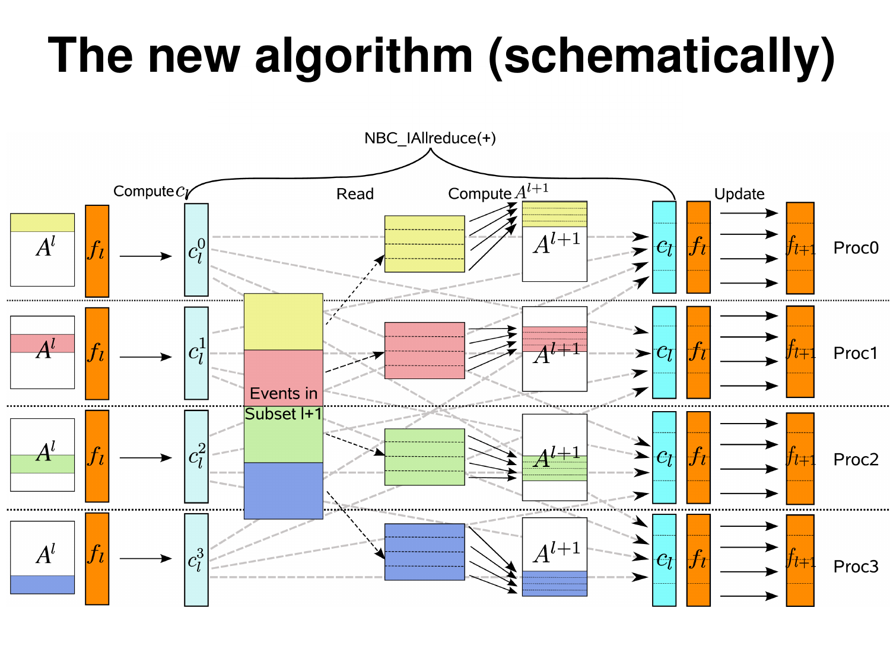# The new algorithm (schematically)

NBC_IAllreduce(+)

Compute $c_l$ | Read | Compute $A^{l+1}$ | Update

$A^l$ | $f_l$ | $c_l^0$ | $A^{l+1}$ | $c_l$ | $f_l$ | $f_{l+1}$ | Proc0

$A^l$ | $f_l$ | $c_l^1$ | $A^{l+1}$ | $c_l$ | $f_l$ | $f_{l+1}$ | Proc1

$A^l$ | $f_l$ | $c_l^2$ | $A^{l+1}$ | $c_l$ | $f_l$ | $f_{l+1}$ | Proc2

$A^l$ | $f_l$ | $c_l^3$ | $A^{l+1}$ | $c_l$ | $f_l$ | $f_{l+1}$ | Proc3

Events in Subset l+1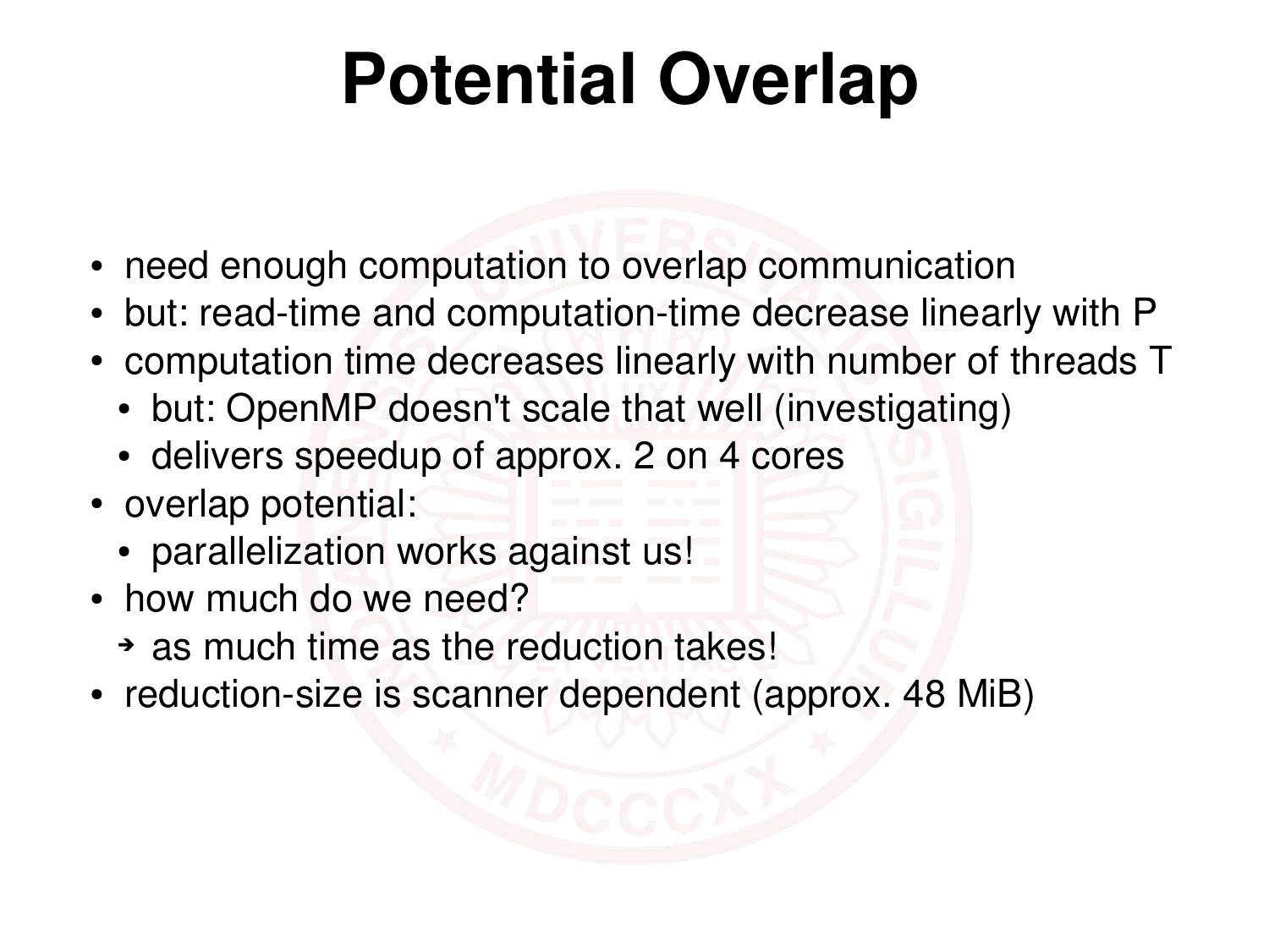# Potential Overlap

- need enough computation to overlap communication
- but: read-time and computation-time decrease linearly with P
- computation time decreases linearly with number of threads T
  - but: OpenMP doesn't scale that well (investigating)
  - delivers speedup of approx. 2 on 4 cores
- overlap potential:
  - parallelization works against us!
- how much do we need?
  - → as much time as the reduction takes!
- reduction-size is scanner dependent (approx. 48 MiB)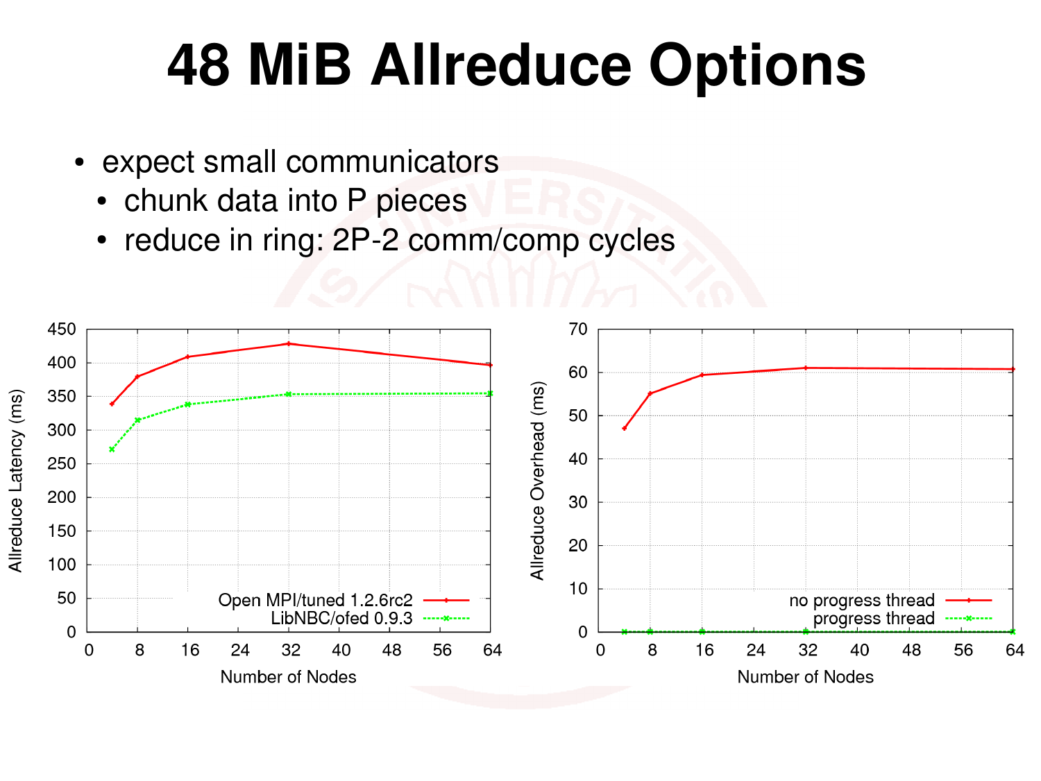# 48 MiB Allreduce Options

- expect small communicators
  - chunk data into P pieces
  - reduce in ring: 2P-2 comm/comp cycles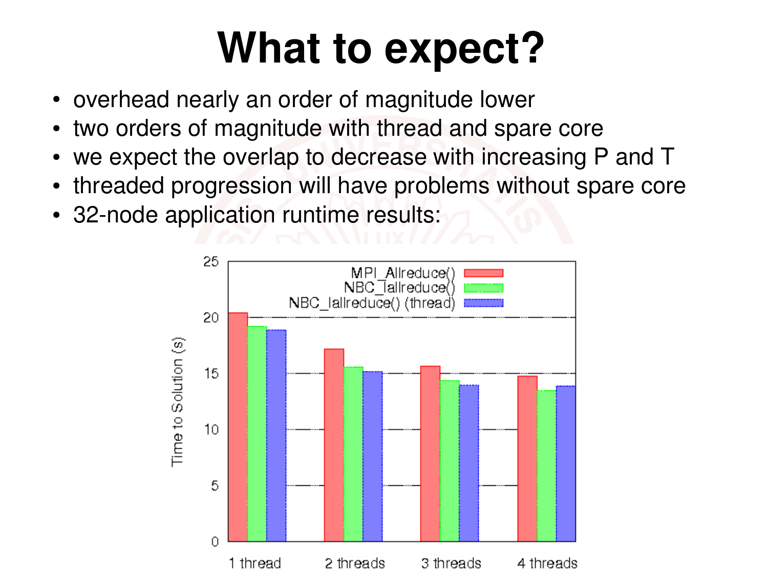# What to expect?

- overhead nearly an order of magnitude lower
- two orders of magnitude with thread and spare core
- we expect the overlap to decrease with increasing P and T
- threaded progression will have problems without spare core
- 32-node application runtime results: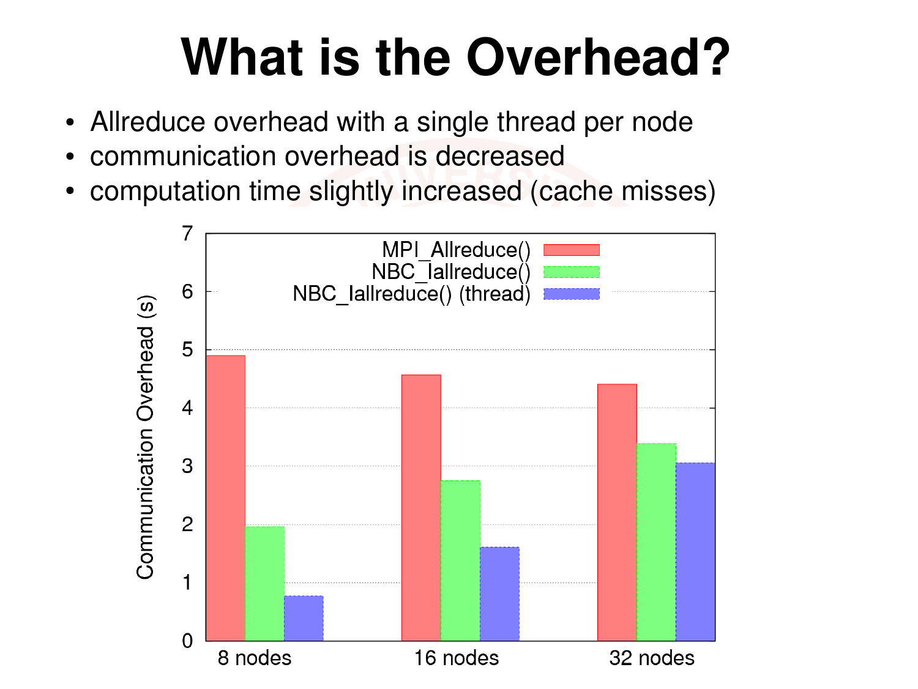# What is the Overhead?

- Allreduce overhead with a single thread per node
- communication overhead is decreased
- computation time slightly increased (cache misses)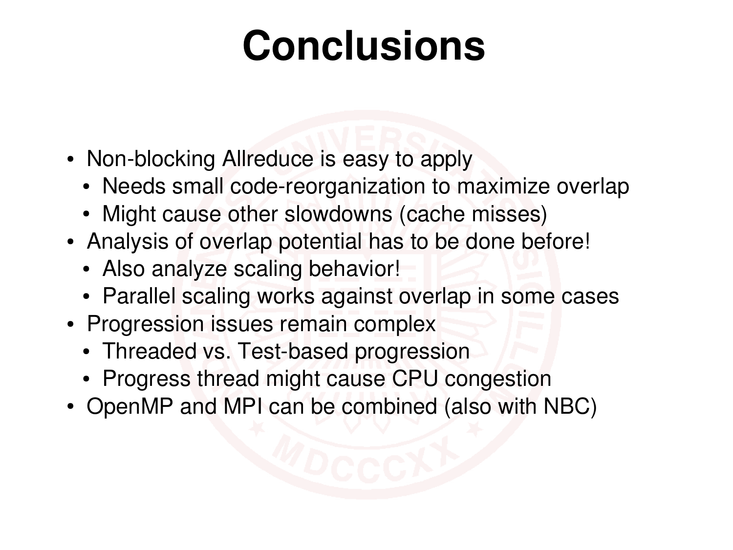# Conclusions

- Non-blocking Allreduce is easy to apply
  - Needs small code-reorganization to maximize overlap
  - Might cause other slowdowns (cache misses)
- Analysis of overlap potential has to be done before!
  - Also analyze scaling behavior!
  - Parallel scaling works against overlap in some cases
- Progression issues remain complex
  - Threaded vs. Test-based progression
  - Progress thread might cause CPU congestion
- OpenMP and MPI can be combined (also with NBC)